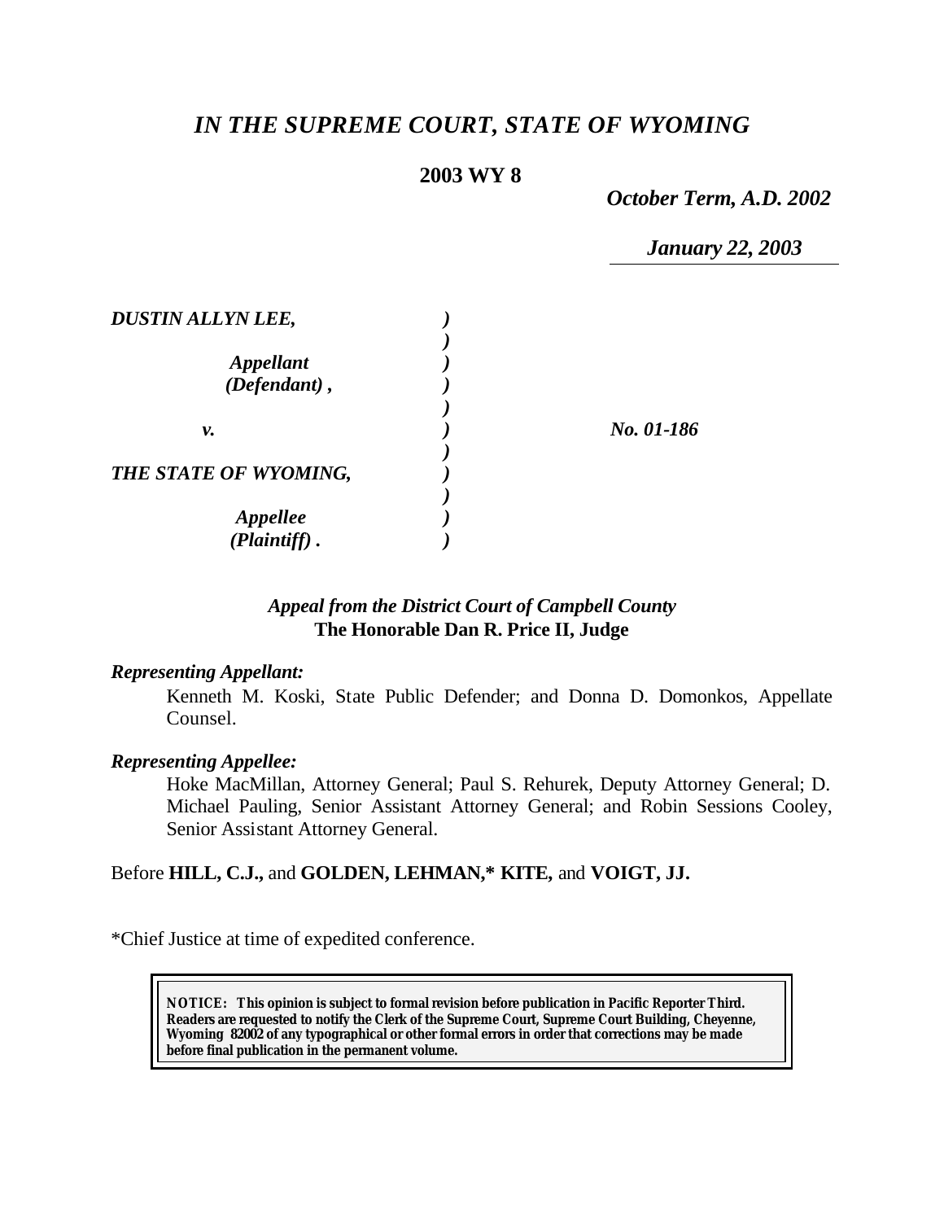# *IN THE SUPREME COURT, STATE OF WYOMING*

**2003 WY 8**

*October Term, A.D. 2002*

*January 22, 2003*

| | | |
|---|---|---|
| ***DUSTIN ALLYN LEE,*** | ***)*** | |
| | ***)*** | |
| ***Appellant*** | ***)*** | |
| ***(Defendant) ,*** | ***)*** | |
| | ***)*** | |
| ***v.*** | ***)*** | ***No. 01-186*** |
| | ***)*** | |
| ***THE STATE OF WYOMING,*** | ***)*** | |
| | ***)*** | |
| ***Appellee*** | ***)*** | |
| ***(Plaintiff) .*** | ***)*** | |

*Appeal from the District Court of Campbell County*
**The Honorable Dan R. Price II, Judge**

***Representing Appellant:***

Kenneth M. Koski, State Public Defender; and Donna D. Domonkos, Appellate Counsel.

***Representing Appellee:***

Hoke MacMillan, Attorney General; Paul S. Rehurek, Deputy Attorney General; D. Michael Pauling, Senior Assistant Attorney General; and Robin Sessions Cooley, Senior Assistant Attorney General.

Before **HILL, C.J.,** and **GOLDEN, LEHMAN,\* KITE,** and **VOIGT, JJ.**

\*Chief Justice at time of expedited conference.

**NOTICE: This opinion is subject to formal revision before publication in Pacific Reporter Third. Readers are requested to notify the Clerk of the Supreme Court, Supreme Court Building, Cheyenne, Wyoming 82002 of any typographical or other formal errors in order that corrections may be made before final publication in the permanent volume.**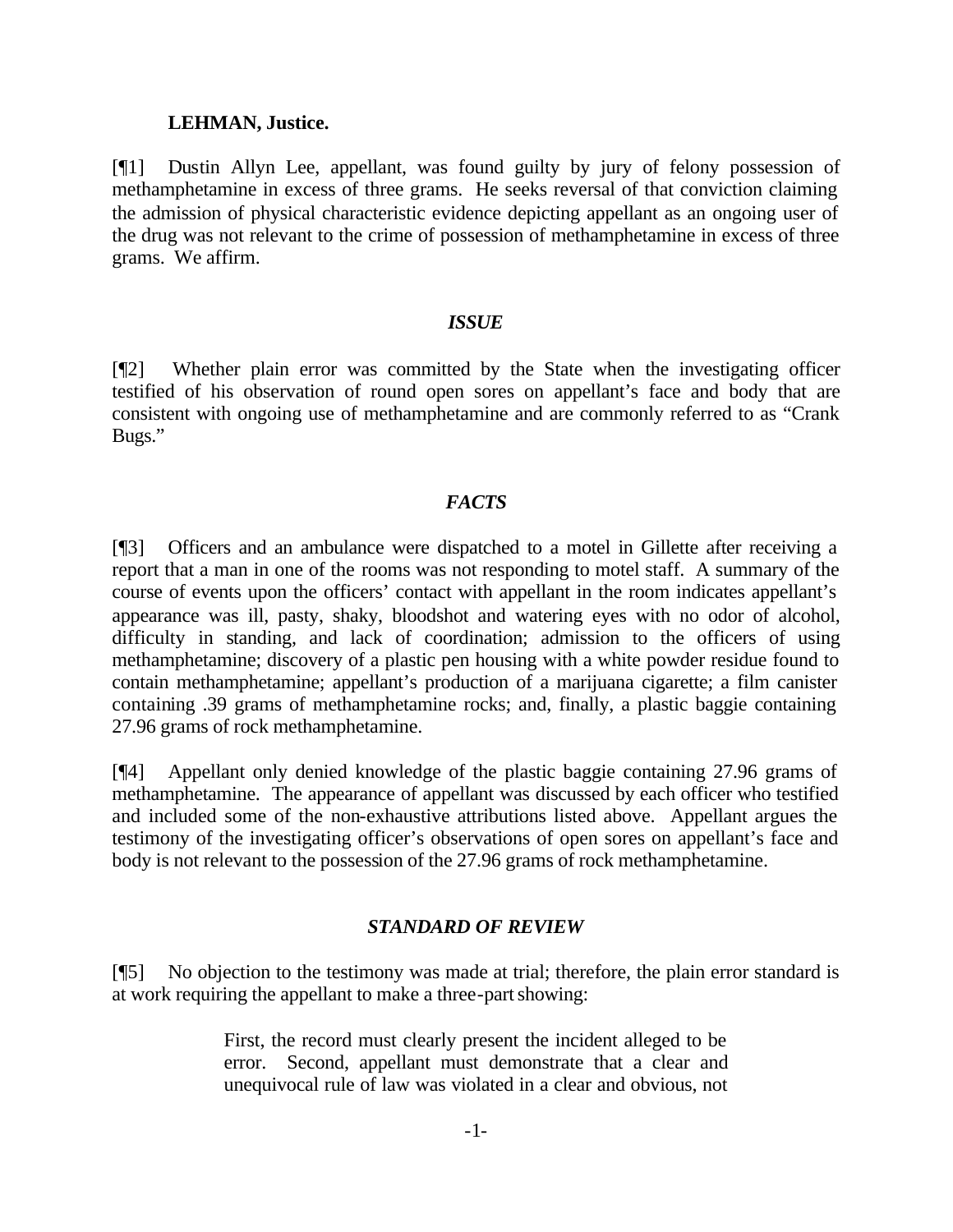**LEHMAN, Justice.**

[¶1] Dustin Allyn Lee, appellant, was found guilty by jury of felony possession of methamphetamine in excess of three grams. He seeks reversal of that conviction claiming the admission of physical characteristic evidence depicting appellant as an ongoing user of the drug was not relevant to the crime of possession of methamphetamine in excess of three grams. We affirm.

### *ISSUE*

[¶2] Whether plain error was committed by the State when the investigating officer testified of his observation of round open sores on appellant's face and body that are consistent with ongoing use of methamphetamine and are commonly referred to as "Crank Bugs."

### *FACTS*

[¶3] Officers and an ambulance were dispatched to a motel in Gillette after receiving a report that a man in one of the rooms was not responding to motel staff. A summary of the course of events upon the officers' contact with appellant in the room indicates appellant's appearance was ill, pasty, shaky, bloodshot and watering eyes with no odor of alcohol, difficulty in standing, and lack of coordination; admission to the officers of using methamphetamine; discovery of a plastic pen housing with a white powder residue found to contain methamphetamine; appellant's production of a marijuana cigarette; a film canister containing .39 grams of methamphetamine rocks; and, finally, a plastic baggie containing 27.96 grams of rock methamphetamine.

[¶4] Appellant only denied knowledge of the plastic baggie containing 27.96 grams of methamphetamine. The appearance of appellant was discussed by each officer who testified and included some of the non-exhaustive attributions listed above. Appellant argues the testimony of the investigating officer's observations of open sores on appellant's face and body is not relevant to the possession of the 27.96 grams of rock methamphetamine.

### *STANDARD OF REVIEW*

[¶5] No objection to the testimony was made at trial; therefore, the plain error standard is at work requiring the appellant to make a three-part showing:

> First, the record must clearly present the incident alleged to be error. Second, appellant must demonstrate that a clear and unequivocal rule of law was violated in a clear and obvious, not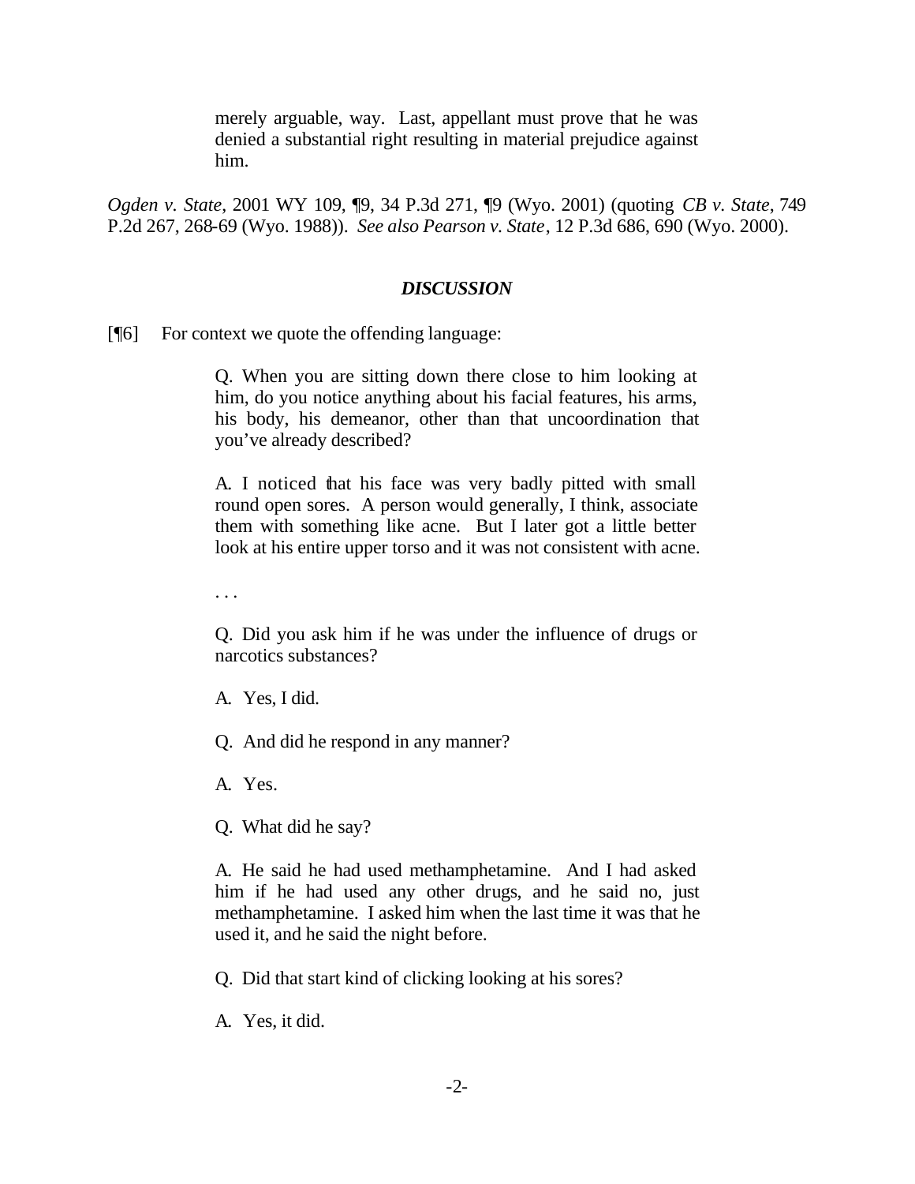> merely arguable, way. Last, appellant must prove that he was denied a substantial right resulting in material prejudice against him.

*Ogden v. State*, 2001 WY 109, ¶9, 34 P.3d 271, ¶9 (Wyo. 2001) (quoting *CB v. State*, 749 P.2d 267, 268-69 (Wyo. 1988)). *See also Pearson v. State*, 12 P.3d 686, 690 (Wyo. 2000).

## *DISCUSSION*

[¶6] For context we quote the offending language:

> Q. When you are sitting down there close to him looking at him, do you notice anything about his facial features, his arms, his body, his demeanor, other than that uncoordination that you've already described?
>
> A. I noticed that his face was very badly pitted with small round open sores. A person would generally, I think, associate them with something like acne. But I later got a little better look at his entire upper torso and it was not consistent with acne.
>
> . . .
>
> Q. Did you ask him if he was under the influence of drugs or narcotics substances?
>
> A. Yes, I did.
>
> Q. And did he respond in any manner?
>
> A. Yes.
>
> Q. What did he say?
>
> A. He said he had used methamphetamine. And I had asked him if he had used any other drugs, and he said no, just methamphetamine. I asked him when the last time it was that he used it, and he said the night before.
>
> Q. Did that start kind of clicking looking at his sores?
>
> A. Yes, it did.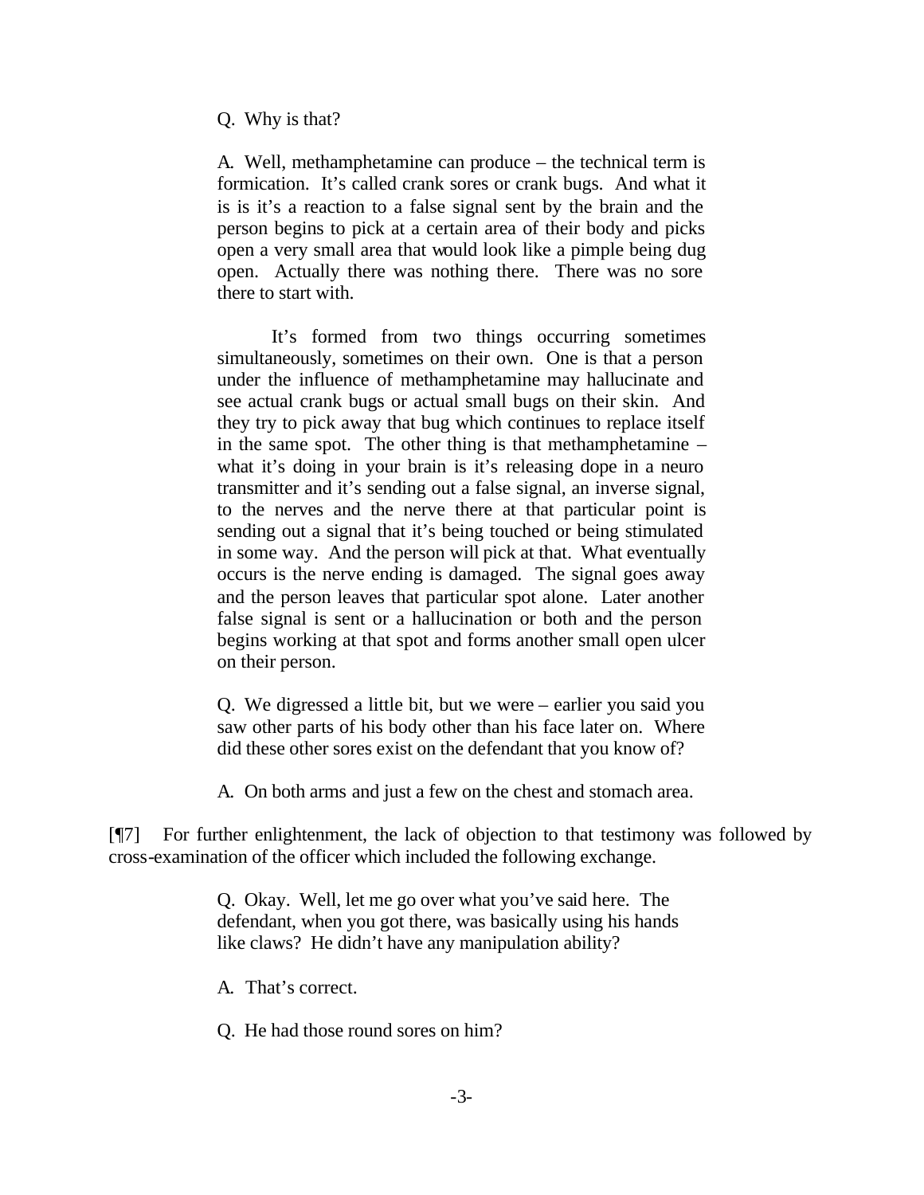> Q. Why is that?
>
> A. Well, methamphetamine can produce – the technical term is formication. It's called crank sores or crank bugs. And what it is is it's a reaction to a false signal sent by the brain and the person begins to pick at a certain area of their body and picks open a very small area that would look like a pimple being dug open. Actually there was nothing there. There was no sore there to start with.
>
> It's formed from two things occurring sometimes simultaneously, sometimes on their own. One is that a person under the influence of methamphetamine may hallucinate and see actual crank bugs or actual small bugs on their skin. And they try to pick away that bug which continues to replace itself in the same spot. The other thing is that methamphetamine – what it's doing in your brain is it's releasing dope in a neuro transmitter and it's sending out a false signal, an inverse signal, to the nerves and the nerve there at that particular point is sending out a signal that it's being touched or being stimulated in some way. And the person will pick at that. What eventually occurs is the nerve ending is damaged. The signal goes away and the person leaves that particular spot alone. Later another false signal is sent or a hallucination or both and the person begins working at that spot and forms another small open ulcer on their person.
>
> Q. We digressed a little bit, but we were – earlier you said you saw other parts of his body other than his face later on. Where did these other sores exist on the defendant that you know of?
>
> A. On both arms and just a few on the chest and stomach area.

[¶7] For further enlightenment, the lack of objection to that testimony was followed by cross-examination of the officer which included the following exchange.

> Q. Okay. Well, let me go over what you've said here. The defendant, when you got there, was basically using his hands like claws? He didn't have any manipulation ability?
>
> A. That's correct.
>
> Q. He had those round sores on him?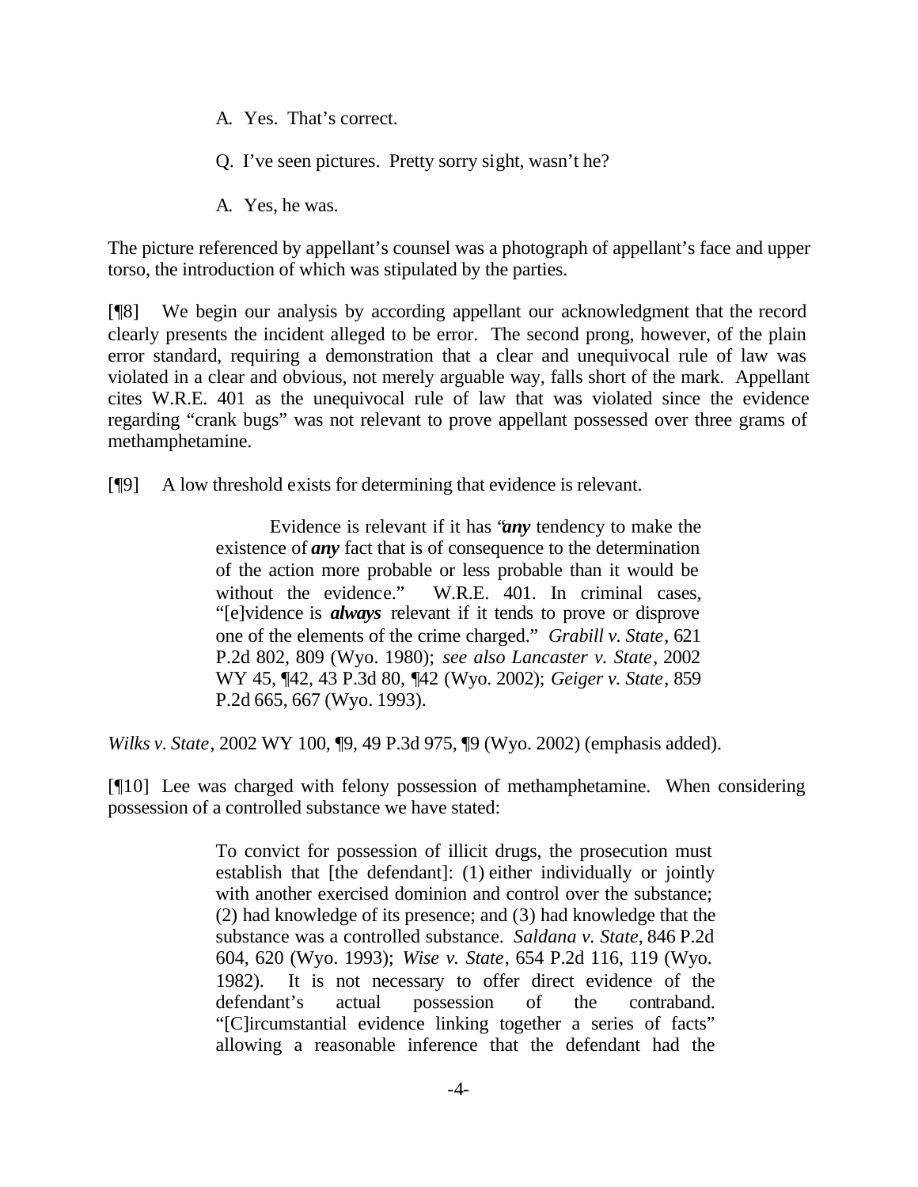A. Yes. That's correct.

Q. I've seen pictures. Pretty sorry sight, wasn't he?

A. Yes, he was.

The picture referenced by appellant's counsel was a photograph of appellant's face and upper torso, the introduction of which was stipulated by the parties.

[¶8] We begin our analysis by according appellant our acknowledgment that the record clearly presents the incident alleged to be error. The second prong, however, of the plain error standard, requiring a demonstration that a clear and unequivocal rule of law was violated in a clear and obvious, not merely arguable way, falls short of the mark. Appellant cites W.R.E. 401 as the unequivocal rule of law that was violated since the evidence regarding "crank bugs" was not relevant to prove appellant possessed over three grams of methamphetamine.

[¶9] A low threshold exists for determining that evidence is relevant.

> Evidence is relevant if it has "***any*** tendency to make the existence of ***any*** fact that is of consequence to the determination of the action more probable or less probable than it would be without the evidence." W.R.E. 401. In criminal cases, "[e]vidence is ***always*** relevant if it tends to prove or disprove one of the elements of the crime charged." *Grabill v. State*, 621 P.2d 802, 809 (Wyo. 1980); *see also Lancaster v. State*, 2002 WY 45, ¶42, 43 P.3d 80, ¶42 (Wyo. 2002); *Geiger v. State*, 859 P.2d 665, 667 (Wyo. 1993).

*Wilks v. State*, 2002 WY 100, ¶9, 49 P.3d 975, ¶9 (Wyo. 2002) (emphasis added).

[¶10] Lee was charged with felony possession of methamphetamine. When considering possession of a controlled substance we have stated:

> To convict for possession of illicit drugs, the prosecution must establish that [the defendant]: (1) either individually or jointly with another exercised dominion and control over the substance; (2) had knowledge of its presence; and (3) had knowledge that the substance was a controlled substance. *Saldana v. State*, 846 P.2d 604, 620 (Wyo. 1993); *Wise v. State*, 654 P.2d 116, 119 (Wyo. 1982). It is not necessary to offer direct evidence of the defendant's actual possession of the contraband. "[C]ircumstantial evidence linking together a series of facts" allowing a reasonable inference that the defendant had the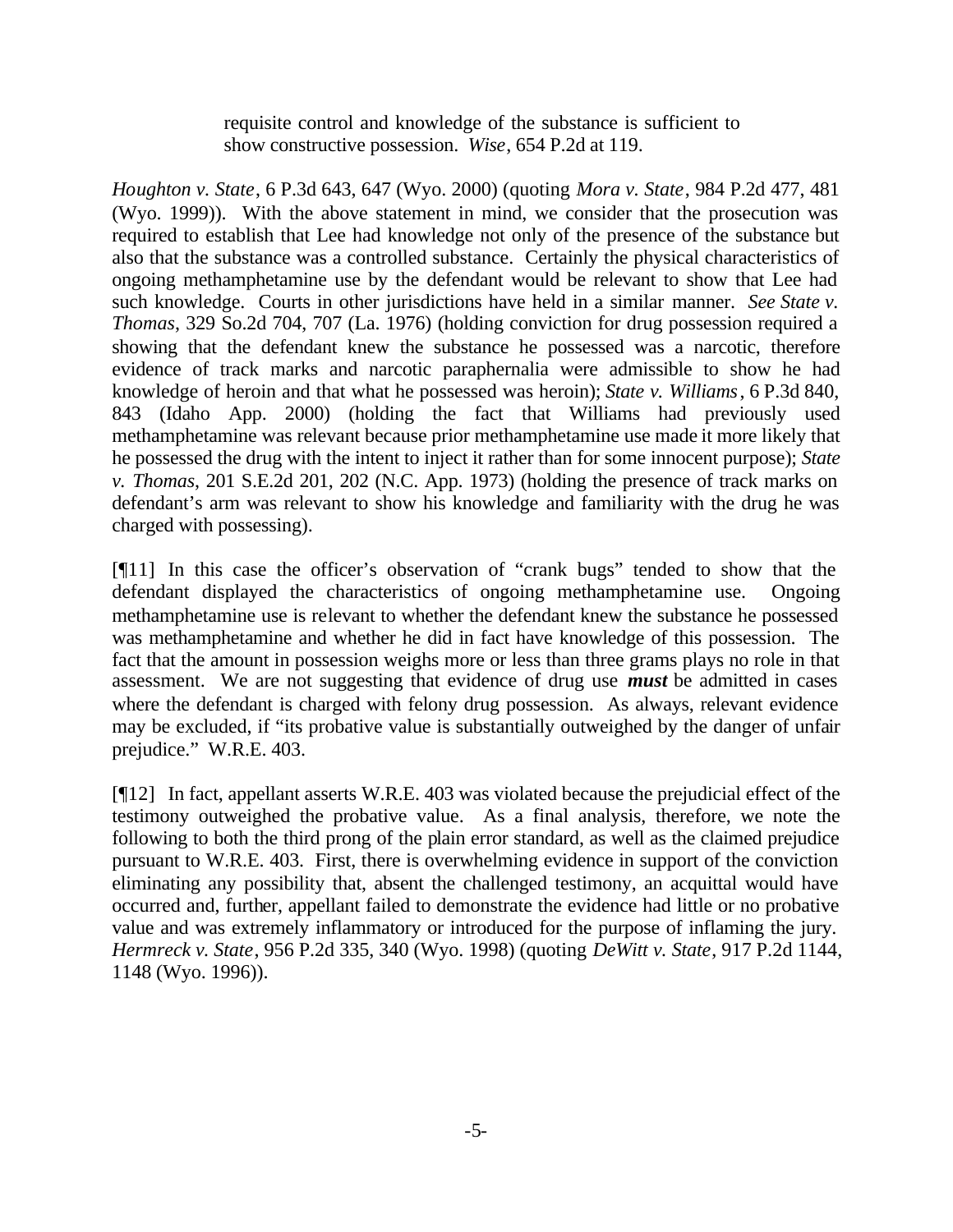> requisite control and knowledge of the substance is sufficient to show constructive possession. *Wise*, 654 P.2d at 119.

*Houghton v. State*, 6 P.3d 643, 647 (Wyo. 2000) (quoting *Mora v. State*, 984 P.2d 477, 481 (Wyo. 1999)). With the above statement in mind, we consider that the prosecution was required to establish that Lee had knowledge not only of the presence of the substance but also that the substance was a controlled substance. Certainly the physical characteristics of ongoing methamphetamine use by the defendant would be relevant to show that Lee had such knowledge. Courts in other jurisdictions have held in a similar manner. *See State v. Thomas*, 329 So.2d 704, 707 (La. 1976) (holding conviction for drug possession required a showing that the defendant knew the substance he possessed was a narcotic, therefore evidence of track marks and narcotic paraphernalia were admissible to show he had knowledge of heroin and that what he possessed was heroin); *State v. Williams*, 6 P.3d 840, 843 (Idaho App. 2000) (holding the fact that Williams had previously used methamphetamine was relevant because prior methamphetamine use made it more likely that he possessed the drug with the intent to inject it rather than for some innocent purpose); *State v. Thomas*, 201 S.E.2d 201, 202 (N.C. App. 1973) (holding the presence of track marks on defendant's arm was relevant to show his knowledge and familiarity with the drug he was charged with possessing).

[¶11] In this case the officer's observation of "crank bugs" tended to show that the defendant displayed the characteristics of ongoing methamphetamine use. Ongoing methamphetamine use is relevant to whether the defendant knew the substance he possessed was methamphetamine and whether he did in fact have knowledge of this possession. The fact that the amount in possession weighs more or less than three grams plays no role in that assessment. We are not suggesting that evidence of drug use ***must*** be admitted in cases where the defendant is charged with felony drug possession. As always, relevant evidence may be excluded, if "its probative value is substantially outweighed by the danger of unfair prejudice." W.R.E. 403.

[¶12] In fact, appellant asserts W.R.E. 403 was violated because the prejudicial effect of the testimony outweighed the probative value. As a final analysis, therefore, we note the following to both the third prong of the plain error standard, as well as the claimed prejudice pursuant to W.R.E. 403. First, there is overwhelming evidence in support of the conviction eliminating any possibility that, absent the challenged testimony, an acquittal would have occurred and, further, appellant failed to demonstrate the evidence had little or no probative value and was extremely inflammatory or introduced for the purpose of inflaming the jury. *Hermreck v. State*, 956 P.2d 335, 340 (Wyo. 1998) (quoting *DeWitt v. State*, 917 P.2d 1144, 1148 (Wyo. 1996)).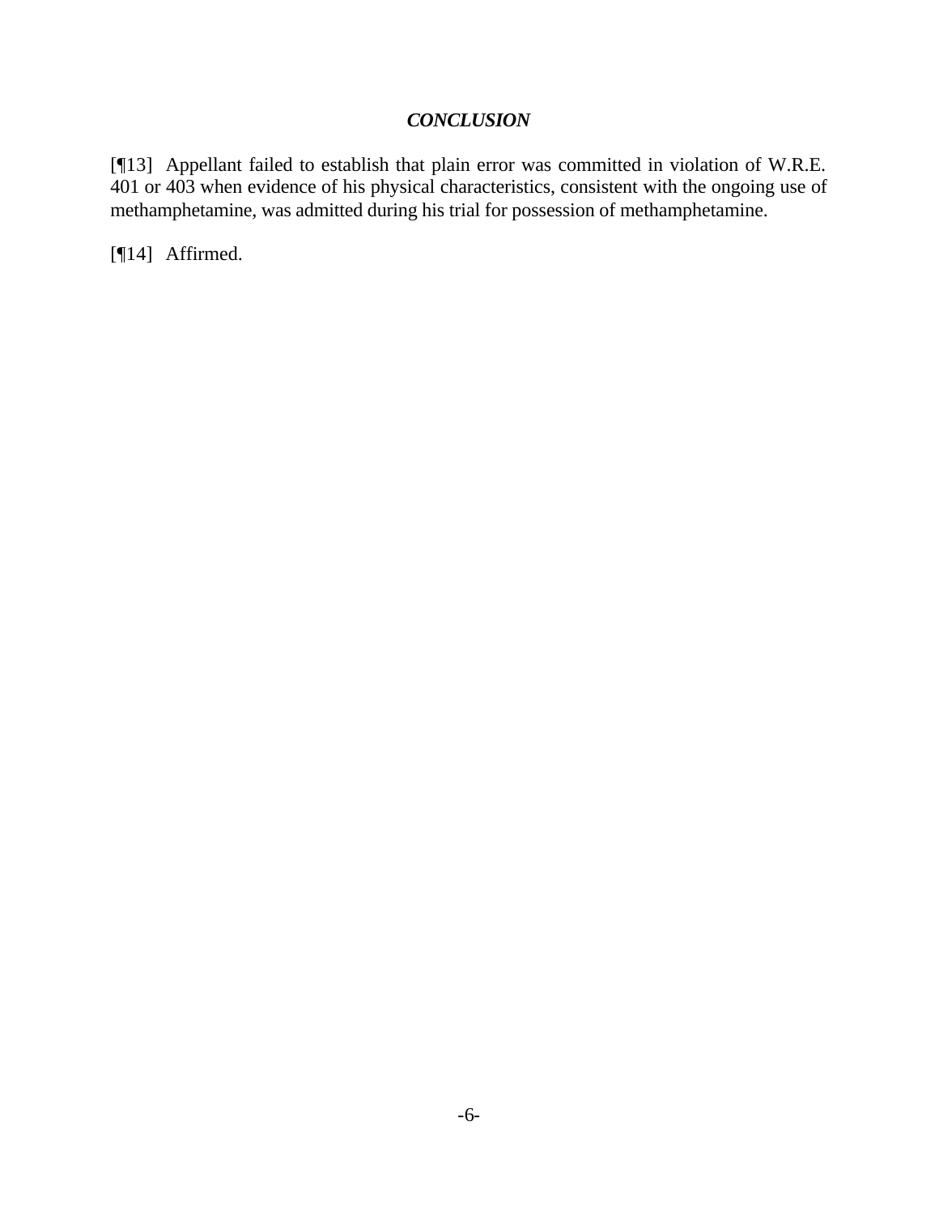## *CONCLUSION*

[¶13] Appellant failed to establish that plain error was committed in violation of W.R.E. 401 or 403 when evidence of his physical characteristics, consistent with the ongoing use of methamphetamine, was admitted during his trial for possession of methamphetamine.

[¶14] Affirmed.